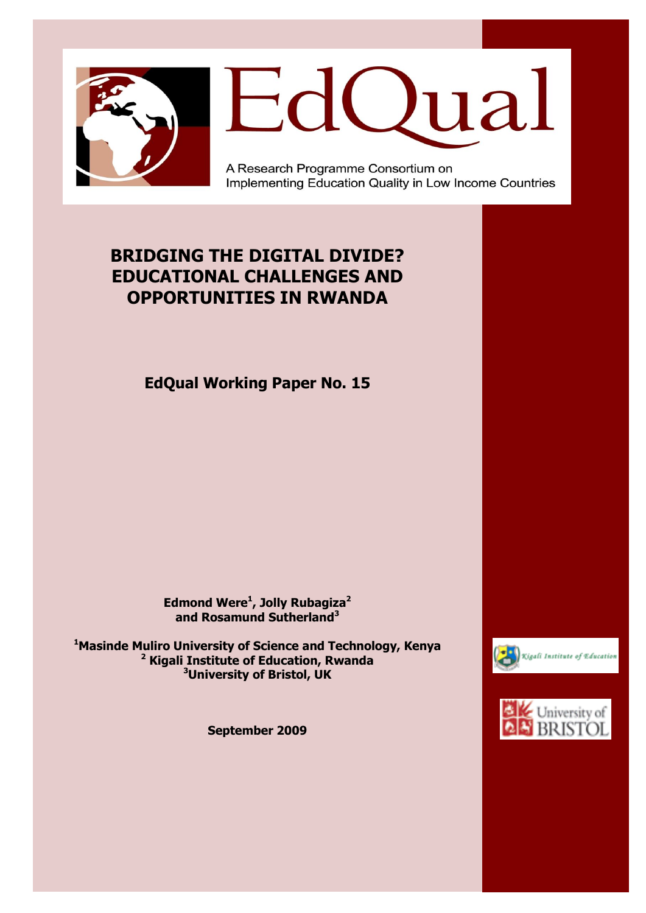EdQual

A Research Programme Consortium on Implementing Education Quality in Low Income Countries

# BRIDGING THE DIGITAL DIVIDE? EDUCATIONAL CHALLENGES AND OPPORTUNITIES IN RWANDA

**EdQual Working Paper No. 15**

**Edmond Were[1], Jolly Rubagiza[2] and Rosamund Sutherland[3]**

**[1]Masinde Muliro University of Science and Technology, Kenya**
**[2] Kigali Institute of Education, Rwanda**
**[3]University of Bristol, UK**

**September 2009**

Kigali Institute of Education

University of Bristol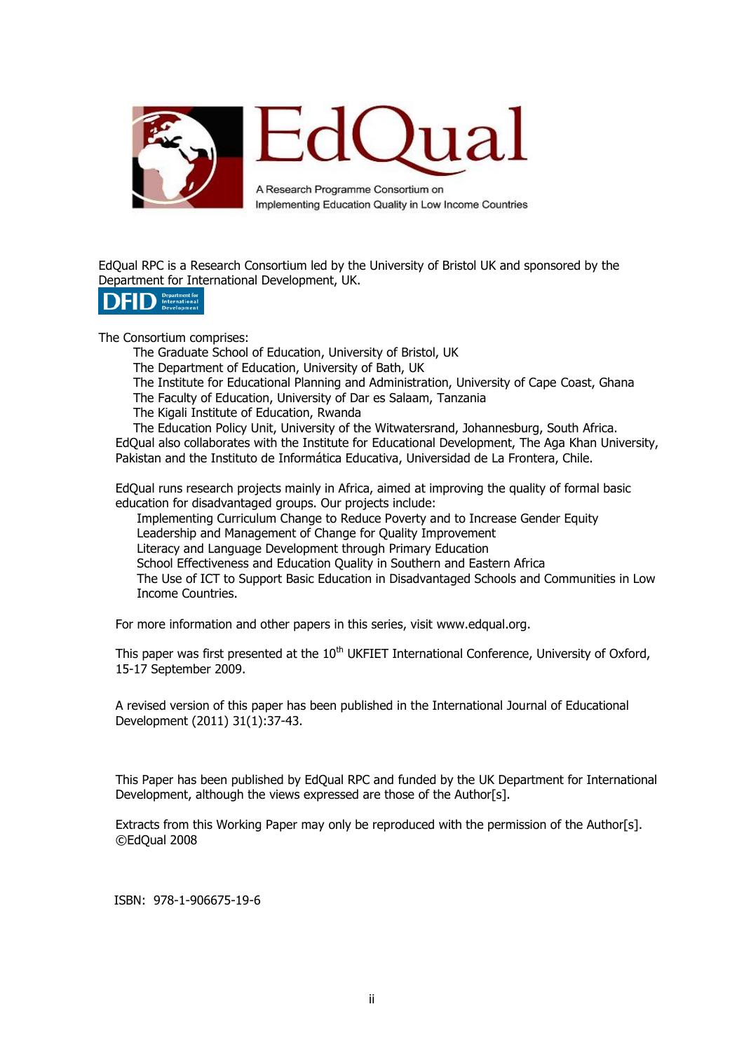EdQual

A Research Programme Consortium on Implementing Education Quality in Low Income Countries

EdQual RPC is a Research Consortium led by the University of Bristol UK and sponsored by the Department for International Development, UK.

DFID Department for International Development

The Consortium comprises:

- The Graduate School of Education, University of Bristol, UK
- The Department of Education, University of Bath, UK
- The Institute for Educational Planning and Administration, University of Cape Coast, Ghana
- The Faculty of Education, University of Dar es Salaam, Tanzania
- The Kigali Institute of Education, Rwanda
- The Education Policy Unit, University of the Witwatersrand, Johannesburg, South Africa.

EdQual also collaborates with the Institute for Educational Development, The Aga Khan University, Pakistan and the Instituto de Informática Educativa, Universidad de La Frontera, Chile.

EdQual runs research projects mainly in Africa, aimed at improving the quality of formal basic education for disadvantaged groups. Our projects include:

- Implementing Curriculum Change to Reduce Poverty and to Increase Gender Equity
- Leadership and Management of Change for Quality Improvement
- Literacy and Language Development through Primary Education
- School Effectiveness and Education Quality in Southern and Eastern Africa
- The Use of ICT to Support Basic Education in Disadvantaged Schools and Communities in Low Income Countries.

For more information and other papers in this series, visit www.edqual.org.

This paper was first presented at the 10th UKFIET International Conference, University of Oxford, 15-17 September 2009.

A revised version of this paper has been published in the International Journal of Educational Development (2011) 31(1):37-43.

This Paper has been published by EdQual RPC and funded by the UK Department for International Development, although the views expressed are those of the Author[s].

Extracts from this Working Paper may only be reproduced with the permission of the Author[s].
©EdQual 2008

ISBN: 978-1-906675-19-6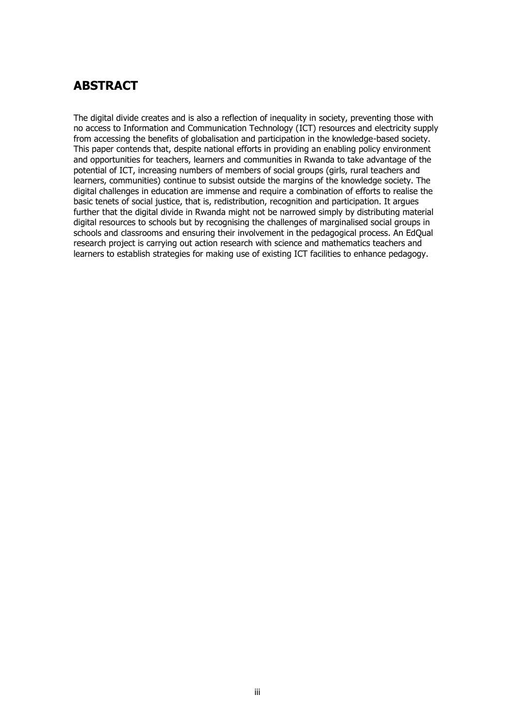# ABSTRACT

The digital divide creates and is also a reflection of inequality in society, preventing those with no access to Information and Communication Technology (ICT) resources and electricity supply from accessing the benefits of globalisation and participation in the knowledge-based society. This paper contends that, despite national efforts in providing an enabling policy environment and opportunities for teachers, learners and communities in Rwanda to take advantage of the potential of ICT, increasing numbers of members of social groups (girls, rural teachers and learners, communities) continue to subsist outside the margins of the knowledge society. The digital challenges in education are immense and require a combination of efforts to realise the basic tenets of social justice, that is, redistribution, recognition and participation. It argues further that the digital divide in Rwanda might not be narrowed simply by distributing material digital resources to schools but by recognising the challenges of marginalised social groups in schools and classrooms and ensuring their involvement in the pedagogical process. An EdQual research project is carrying out action research with science and mathematics teachers and learners to establish strategies for making use of existing ICT facilities to enhance pedagogy.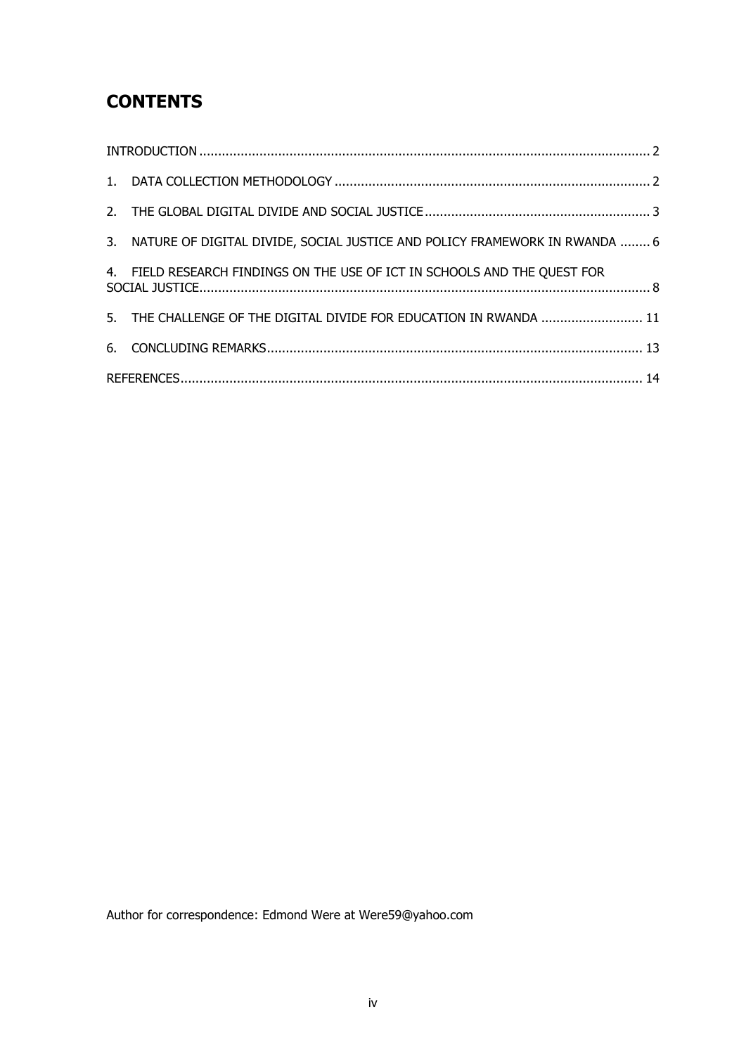## CONTENTS

INTRODUCTION ........................................................................................................................ 2

1. DATA COLLECTION METHODOLOGY .................................................................................... 2

2. THE GLOBAL DIGITAL DIVIDE AND SOCIAL JUSTICE ............................................................ 3

3. NATURE OF DIGITAL DIVIDE, SOCIAL JUSTICE AND POLICY FRAMEWORK IN RWANDA ........ 6

4. FIELD RESEARCH FINDINGS ON THE USE OF ICT IN SCHOOLS AND THE QUEST FOR SOCIAL JUSTICE........................................................................................................................ 8

5. THE CHALLENGE OF THE DIGITAL DIVIDE FOR EDUCATION IN RWANDA ........................... 11

6. CONCLUDING REMARKS.................................................................................................... 13

REFERENCES........................................................................................................................... 14

Author for correspondence: Edmond Were at Were59@yahoo.com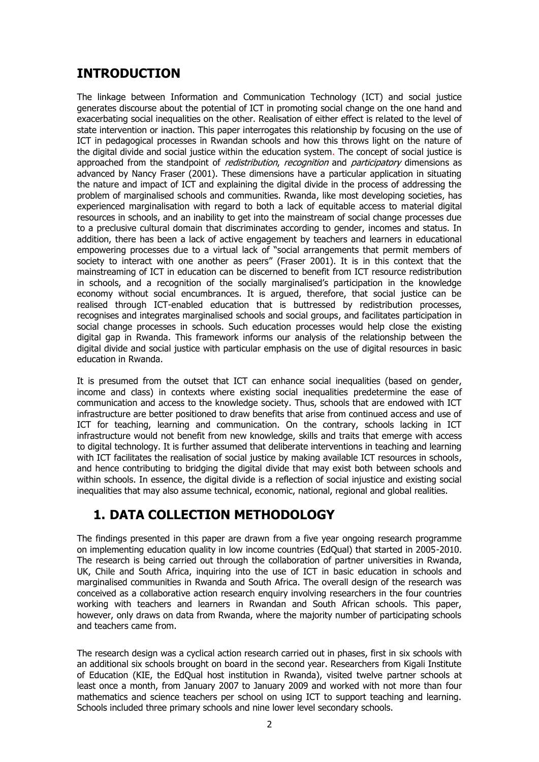## INTRODUCTION

The linkage between Information and Communication Technology (ICT) and social justice generates discourse about the potential of ICT in promoting social change on the one hand and exacerbating social inequalities on the other. Realisation of either effect is related to the level of state intervention or inaction. This paper interrogates this relationship by focusing on the use of ICT in pedagogical processes in Rwandan schools and how this throws light on the nature of the digital divide and social justice within the education system. The concept of social justice is approached from the standpoint of *redistribution*, *recognition* and *participatory* dimensions as advanced by Nancy Fraser (2001). These dimensions have a particular application in situating the nature and impact of ICT and explaining the digital divide in the process of addressing the problem of marginalised schools and communities. Rwanda, like most developing societies, has experienced marginalisation with regard to both a lack of equitable access to material digital resources in schools, and an inability to get into the mainstream of social change processes due to a preclusive cultural domain that discriminates according to gender, incomes and status. In addition, there has been a lack of active engagement by teachers and learners in educational empowering processes due to a virtual lack of "social arrangements that permit members of society to interact with one another as peers" (Fraser 2001). It is in this context that the mainstreaming of ICT in education can be discerned to benefit from ICT resource redistribution in schools, and a recognition of the socially marginalised's participation in the knowledge economy without social encumbrances. It is argued, therefore, that social justice can be realised through ICT-enabled education that is buttressed by redistribution processes, recognises and integrates marginalised schools and social groups, and facilitates participation in social change processes in schools. Such education processes would help close the existing digital gap in Rwanda. This framework informs our analysis of the relationship between the digital divide and social justice with particular emphasis on the use of digital resources in basic education in Rwanda.

It is presumed from the outset that ICT can enhance social inequalities (based on gender, income and class) in contexts where existing social inequalities predetermine the ease of communication and access to the knowledge society. Thus, schools that are endowed with ICT infrastructure are better positioned to draw benefits that arise from continued access and use of ICT for teaching, learning and communication. On the contrary, schools lacking in ICT infrastructure would not benefit from new knowledge, skills and traits that emerge with access to digital technology. It is further assumed that deliberate interventions in teaching and learning with ICT facilitates the realisation of social justice by making available ICT resources in schools, and hence contributing to bridging the digital divide that may exist both between schools and within schools. In essence, the digital divide is a reflection of social injustice and existing social inequalities that may also assume technical, economic, national, regional and global realities.

## 1. DATA COLLECTION METHODOLOGY

The findings presented in this paper are drawn from a five year ongoing research programme on implementing education quality in low income countries (EdQual) that started in 2005-2010. The research is being carried out through the collaboration of partner universities in Rwanda, UK, Chile and South Africa, inquiring into the use of ICT in basic education in schools and marginalised communities in Rwanda and South Africa. The overall design of the research was conceived as a collaborative action research enquiry involving researchers in the four countries working with teachers and learners in Rwandan and South African schools. This paper, however, only draws on data from Rwanda, where the majority number of participating schools and teachers came from.

The research design was a cyclical action research carried out in phases, first in six schools with an additional six schools brought on board in the second year. Researchers from Kigali Institute of Education (KIE, the EdQual host institution in Rwanda), visited twelve partner schools at least once a month, from January 2007 to January 2009 and worked with not more than four mathematics and science teachers per school on using ICT to support teaching and learning. Schools included three primary schools and nine lower level secondary schools.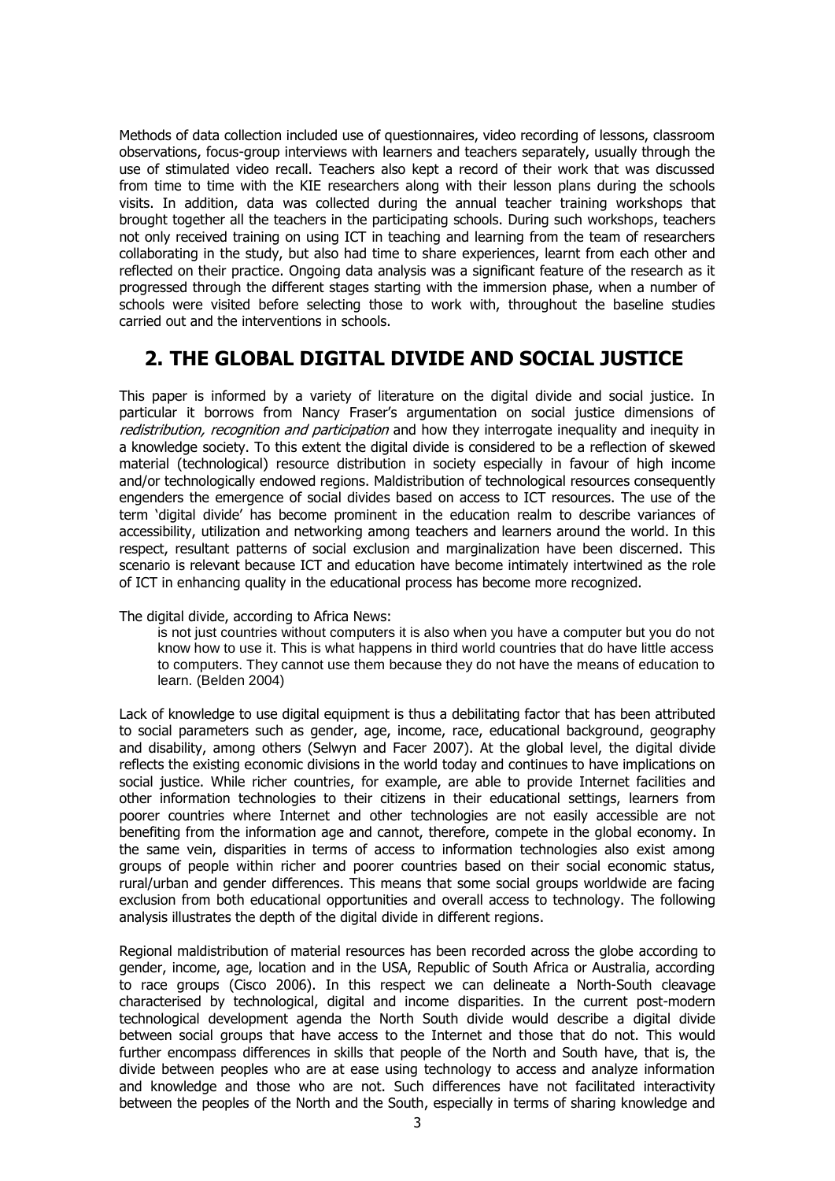Methods of data collection included use of questionnaires, video recording of lessons, classroom observations, focus-group interviews with learners and teachers separately, usually through the use of stimulated video recall. Teachers also kept a record of their work that was discussed from time to time with the KIE researchers along with their lesson plans during the schools visits. In addition, data was collected during the annual teacher training workshops that brought together all the teachers in the participating schools. During such workshops, teachers not only received training on using ICT in teaching and learning from the team of researchers collaborating in the study, but also had time to share experiences, learnt from each other and reflected on their practice. Ongoing data analysis was a significant feature of the research as it progressed through the different stages starting with the immersion phase, when a number of schools were visited before selecting those to work with, throughout the baseline studies carried out and the interventions in schools.

## 2. THE GLOBAL DIGITAL DIVIDE AND SOCIAL JUSTICE

This paper is informed by a variety of literature on the digital divide and social justice. In particular it borrows from Nancy Fraser's argumentation on social justice dimensions of *redistribution, recognition and participation* and how they interrogate inequality and inequity in a knowledge society. To this extent the digital divide is considered to be a reflection of skewed material (technological) resource distribution in society especially in favour of high income and/or technologically endowed regions. Maldistribution of technological resources consequently engenders the emergence of social divides based on access to ICT resources. The use of the term 'digital divide' has become prominent in the education realm to describe variances of accessibility, utilization and networking among teachers and learners around the world. In this respect, resultant patterns of social exclusion and marginalization have been discerned. This scenario is relevant because ICT and education have become intimately intertwined as the role of ICT in enhancing quality in the educational process has become more recognized.

The digital divide, according to Africa News:

> is not just countries without computers it is also when you have a computer but you do not know how to use it. This is what happens in third world countries that do have little access to computers. They cannot use them because they do not have the means of education to learn. (Belden 2004)

Lack of knowledge to use digital equipment is thus a debilitating factor that has been attributed to social parameters such as gender, age, income, race, educational background, geography and disability, among others (Selwyn and Facer 2007). At the global level, the digital divide reflects the existing economic divisions in the world today and continues to have implications on social justice. While richer countries, for example, are able to provide Internet facilities and other information technologies to their citizens in their educational settings, learners from poorer countries where Internet and other technologies are not easily accessible are not benefiting from the information age and cannot, therefore, compete in the global economy. In the same vein, disparities in terms of access to information technologies also exist among groups of people within richer and poorer countries based on their social economic status, rural/urban and gender differences. This means that some social groups worldwide are facing exclusion from both educational opportunities and overall access to technology. The following analysis illustrates the depth of the digital divide in different regions.

Regional maldistribution of material resources has been recorded across the globe according to gender, income, age, location and in the USA, Republic of South Africa or Australia, according to race groups (Cisco 2006). In this respect we can delineate a North-South cleavage characterised by technological, digital and income disparities. In the current post-modern technological development agenda the North South divide would describe a digital divide between social groups that have access to the Internet and those that do not. This would further encompass differences in skills that people of the North and South have, that is, the divide between peoples who are at ease using technology to access and analyze information and knowledge and those who are not. Such differences have not facilitated interactivity between the peoples of the North and the South, especially in terms of sharing knowledge and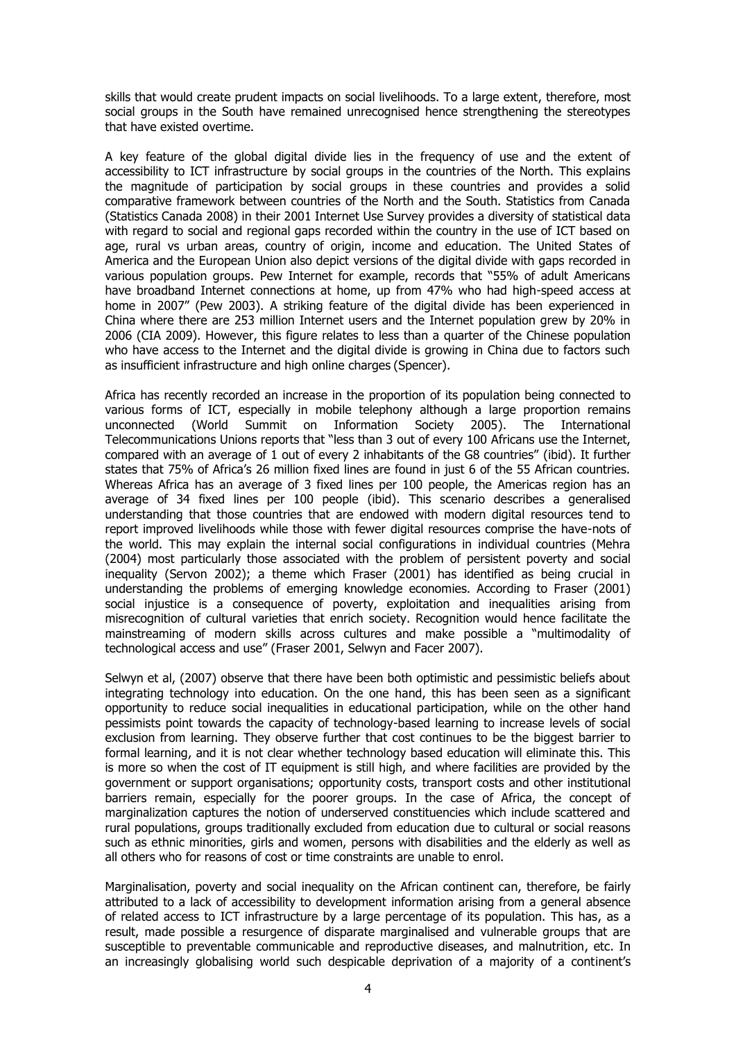skills that would create prudent impacts on social livelihoods. To a large extent, therefore, most social groups in the South have remained unrecognised hence strengthening the stereotypes that have existed overtime.

A key feature of the global digital divide lies in the frequency of use and the extent of accessibility to ICT infrastructure by social groups in the countries of the North. This explains the magnitude of participation by social groups in these countries and provides a solid comparative framework between countries of the North and the South. Statistics from Canada (Statistics Canada 2008) in their 2001 Internet Use Survey provides a diversity of statistical data with regard to social and regional gaps recorded within the country in the use of ICT based on age, rural vs urban areas, country of origin, income and education. The United States of America and the European Union also depict versions of the digital divide with gaps recorded in various population groups. Pew Internet for example, records that "55% of adult Americans have broadband Internet connections at home, up from 47% who had high-speed access at home in 2007" (Pew 2003). A striking feature of the digital divide has been experienced in China where there are 253 million Internet users and the Internet population grew by 20% in 2006 (CIA 2009). However, this figure relates to less than a quarter of the Chinese population who have access to the Internet and the digital divide is growing in China due to factors such as insufficient infrastructure and high online charges (Spencer).

Africa has recently recorded an increase in the proportion of its population being connected to various forms of ICT, especially in mobile telephony although a large proportion remains unconnected (World Summit on Information Society 2005). The International Telecommunications Unions reports that "less than 3 out of every 100 Africans use the Internet, compared with an average of 1 out of every 2 inhabitants of the G8 countries" (ibid). It further states that 75% of Africa's 26 million fixed lines are found in just 6 of the 55 African countries. Whereas Africa has an average of 3 fixed lines per 100 people, the Americas region has an average of 34 fixed lines per 100 people (ibid). This scenario describes a generalised understanding that those countries that are endowed with modern digital resources tend to report improved livelihoods while those with fewer digital resources comprise the have-nots of the world. This may explain the internal social configurations in individual countries (Mehra (2004) most particularly those associated with the problem of persistent poverty and social inequality (Servon 2002); a theme which Fraser (2001) has identified as being crucial in understanding the problems of emerging knowledge economies. According to Fraser (2001) social injustice is a consequence of poverty, exploitation and inequalities arising from misrecognition of cultural varieties that enrich society. Recognition would hence facilitate the mainstreaming of modern skills across cultures and make possible a "multimodality of technological access and use" (Fraser 2001, Selwyn and Facer 2007).

Selwyn et al, (2007) observe that there have been both optimistic and pessimistic beliefs about integrating technology into education. On the one hand, this has been seen as a significant opportunity to reduce social inequalities in educational participation, while on the other hand pessimists point towards the capacity of technology-based learning to increase levels of social exclusion from learning. They observe further that cost continues to be the biggest barrier to formal learning, and it is not clear whether technology based education will eliminate this. This is more so when the cost of IT equipment is still high, and where facilities are provided by the government or support organisations; opportunity costs, transport costs and other institutional barriers remain, especially for the poorer groups. In the case of Africa, the concept of marginalization captures the notion of underserved constituencies which include scattered and rural populations, groups traditionally excluded from education due to cultural or social reasons such as ethnic minorities, girls and women, persons with disabilities and the elderly as well as all others who for reasons of cost or time constraints are unable to enrol.

Marginalisation, poverty and social inequality on the African continent can, therefore, be fairly attributed to a lack of accessibility to development information arising from a general absence of related access to ICT infrastructure by a large percentage of its population. This has, as a result, made possible a resurgence of disparate marginalised and vulnerable groups that are susceptible to preventable communicable and reproductive diseases, and malnutrition, etc. In an increasingly globalising world such despicable deprivation of a majority of a continent's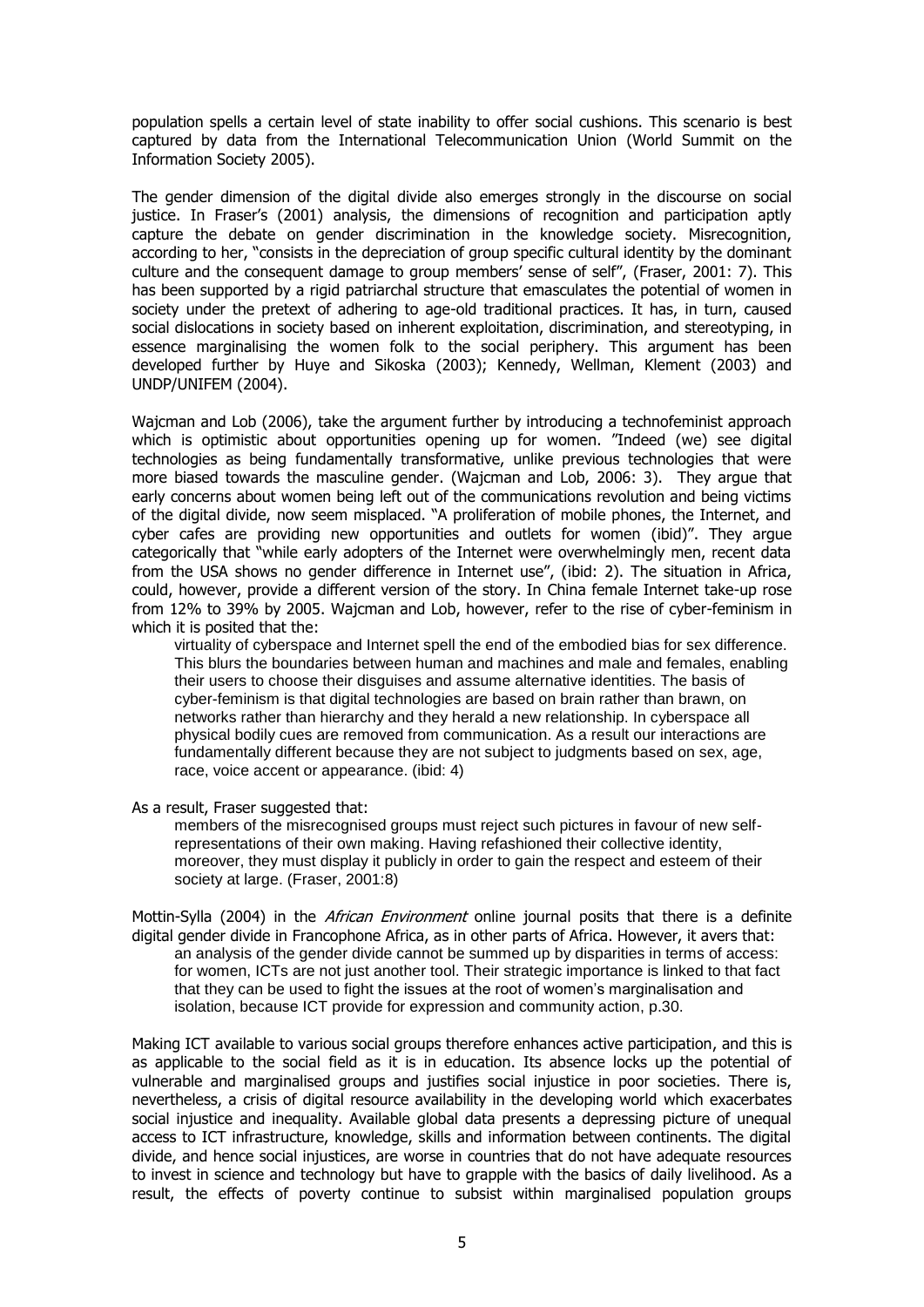population spells a certain level of state inability to offer social cushions. This scenario is best captured by data from the International Telecommunication Union (World Summit on the Information Society 2005).

The gender dimension of the digital divide also emerges strongly in the discourse on social justice. In Fraser's (2001) analysis, the dimensions of recognition and participation aptly capture the debate on gender discrimination in the knowledge society. Misrecognition, according to her, "consists in the depreciation of group specific cultural identity by the dominant culture and the consequent damage to group members' sense of self", (Fraser, 2001: 7). This has been supported by a rigid patriarchal structure that emasculates the potential of women in society under the pretext of adhering to age-old traditional practices. It has, in turn, caused social dislocations in society based on inherent exploitation, discrimination, and stereotyping, in essence marginalising the women folk to the social periphery. This argument has been developed further by Huye and Sikoska (2003); Kennedy, Wellman, Klement (2003) and UNDP/UNIFEM (2004).

Wajcman and Lob (2006), take the argument further by introducing a technofeminist approach which is optimistic about opportunities opening up for women. "Indeed (we) see digital technologies as being fundamentally transformative, unlike previous technologies that were more biased towards the masculine gender. (Wajcman and Lob, 2006: 3). They argue that early concerns about women being left out of the communications revolution and being victims of the digital divide, now seem misplaced. "A proliferation of mobile phones, the Internet, and cyber cafes are providing new opportunities and outlets for women (ibid)". They argue categorically that "while early adopters of the Internet were overwhelmingly men, recent data from the USA shows no gender difference in Internet use", (ibid: 2). The situation in Africa, could, however, provide a different version of the story. In China female Internet take-up rose from 12% to 39% by 2005. Wajcman and Lob, however, refer to the rise of cyber-feminism in which it is posited that the:

> virtuality of cyberspace and Internet spell the end of the embodied bias for sex difference. This blurs the boundaries between human and machines and male and females, enabling their users to choose their disguises and assume alternative identities. The basis of cyber-feminism is that digital technologies are based on brain rather than brawn, on networks rather than hierarchy and they herald a new relationship. In cyberspace all physical bodily cues are removed from communication. As a result our interactions are fundamentally different because they are not subject to judgments based on sex, age, race, voice accent or appearance. (ibid: 4)

As a result, Fraser suggested that:

> members of the misrecognised groups must reject such pictures in favour of new self-representations of their own making. Having refashioned their collective identity, moreover, they must display it publicly in order to gain the respect and esteem of their society at large. (Fraser, 2001:8)

Mottin-Sylla (2004) in the *African Environment* online journal posits that there is a definite digital gender divide in Francophone Africa, as in other parts of Africa. However, it avers that:

> an analysis of the gender divide cannot be summed up by disparities in terms of access: for women, ICTs are not just another tool. Their strategic importance is linked to that fact that they can be used to fight the issues at the root of women's marginalisation and isolation, because ICT provide for expression and community action, p.30.

Making ICT available to various social groups therefore enhances active participation, and this is as applicable to the social field as it is in education. Its absence locks up the potential of vulnerable and marginalised groups and justifies social injustice in poor societies. There is, nevertheless, a crisis of digital resource availability in the developing world which exacerbates social injustice and inequality. Available global data presents a depressing picture of unequal access to ICT infrastructure, knowledge, skills and information between continents. The digital divide, and hence social injustices, are worse in countries that do not have adequate resources to invest in science and technology but have to grapple with the basics of daily livelihood. As a result, the effects of poverty continue to subsist within marginalised population groups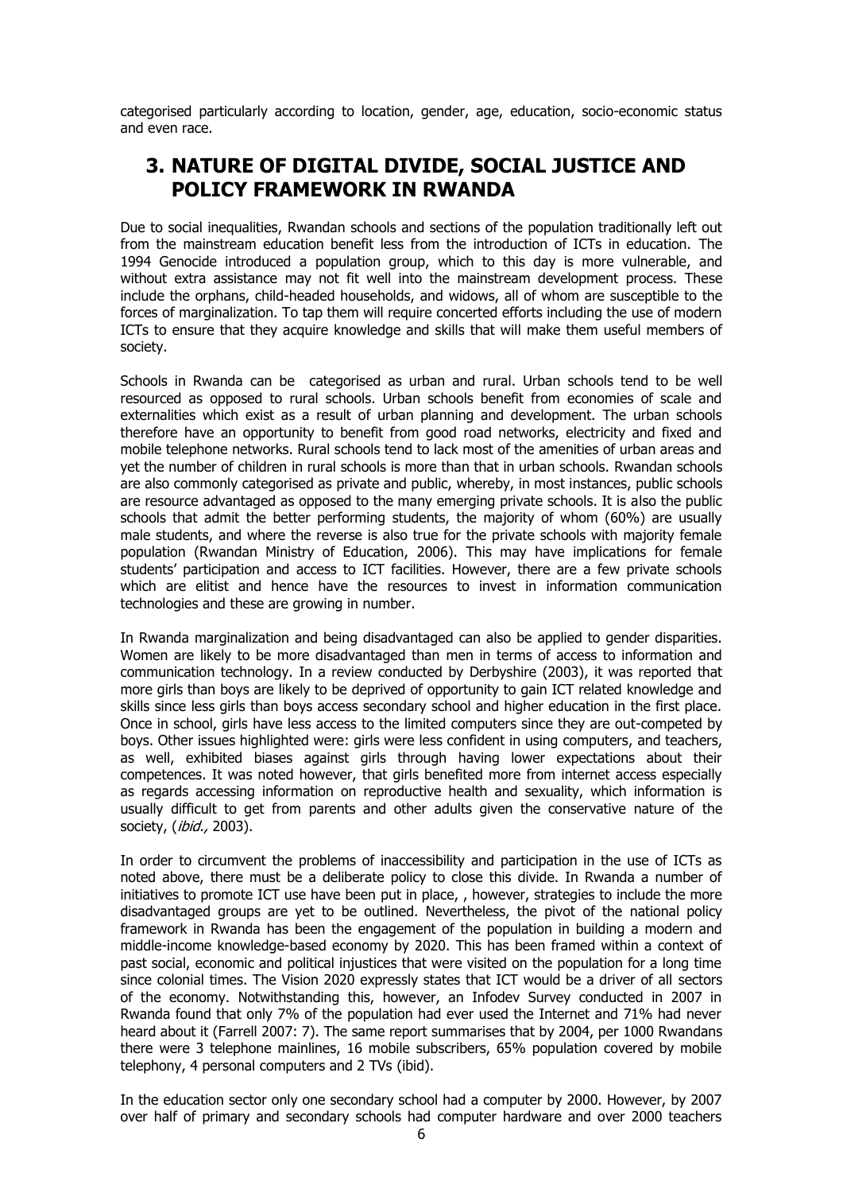categorised particularly according to location, gender, age, education, socio-economic status and even race.

## 3. NATURE OF DIGITAL DIVIDE, SOCIAL JUSTICE AND POLICY FRAMEWORK IN RWANDA

Due to social inequalities, Rwandan schools and sections of the population traditionally left out from the mainstream education benefit less from the introduction of ICTs in education. The 1994 Genocide introduced a population group, which to this day is more vulnerable, and without extra assistance may not fit well into the mainstream development process. These include the orphans, child-headed households, and widows, all of whom are susceptible to the forces of marginalization. To tap them will require concerted efforts including the use of modern ICTs to ensure that they acquire knowledge and skills that will make them useful members of society.

Schools in Rwanda can be categorised as urban and rural. Urban schools tend to be well resourced as opposed to rural schools. Urban schools benefit from economies of scale and externalities which exist as a result of urban planning and development. The urban schools therefore have an opportunity to benefit from good road networks, electricity and fixed and mobile telephone networks. Rural schools tend to lack most of the amenities of urban areas and yet the number of children in rural schools is more than that in urban schools. Rwandan schools are also commonly categorised as private and public, whereby, in most instances, public schools are resource advantaged as opposed to the many emerging private schools. It is also the public schools that admit the better performing students, the majority of whom (60%) are usually male students, and where the reverse is also true for the private schools with majority female population (Rwandan Ministry of Education, 2006). This may have implications for female students' participation and access to ICT facilities. However, there are a few private schools which are elitist and hence have the resources to invest in information communication technologies and these are growing in number.

In Rwanda marginalization and being disadvantaged can also be applied to gender disparities. Women are likely to be more disadvantaged than men in terms of access to information and communication technology. In a review conducted by Derbyshire (2003), it was reported that more girls than boys are likely to be deprived of opportunity to gain ICT related knowledge and skills since less girls than boys access secondary school and higher education in the first place. Once in school, girls have less access to the limited computers since they are out-competed by boys. Other issues highlighted were: girls were less confident in using computers, and teachers, as well, exhibited biases against girls through having lower expectations about their competences. It was noted however, that girls benefited more from internet access especially as regards accessing information on reproductive health and sexuality, which information is usually difficult to get from parents and other adults given the conservative nature of the society, (*ibid.,* 2003).

In order to circumvent the problems of inaccessibility and participation in the use of ICTs as noted above, there must be a deliberate policy to close this divide. In Rwanda a number of initiatives to promote ICT use have been put in place, , however, strategies to include the more disadvantaged groups are yet to be outlined. Nevertheless, the pivot of the national policy framework in Rwanda has been the engagement of the population in building a modern and middle-income knowledge-based economy by 2020. This has been framed within a context of past social, economic and political injustices that were visited on the population for a long time since colonial times. The Vision 2020 expressly states that ICT would be a driver of all sectors of the economy. Notwithstanding this, however, an Infodev Survey conducted in 2007 in Rwanda found that only 7% of the population had ever used the Internet and 71% had never heard about it (Farrell 2007: 7). The same report summarises that by 2004, per 1000 Rwandans there were 3 telephone mainlines, 16 mobile subscribers, 65% population covered by mobile telephony, 4 personal computers and 2 TVs (ibid).

In the education sector only one secondary school had a computer by 2000. However, by 2007 over half of primary and secondary schools had computer hardware and over 2000 teachers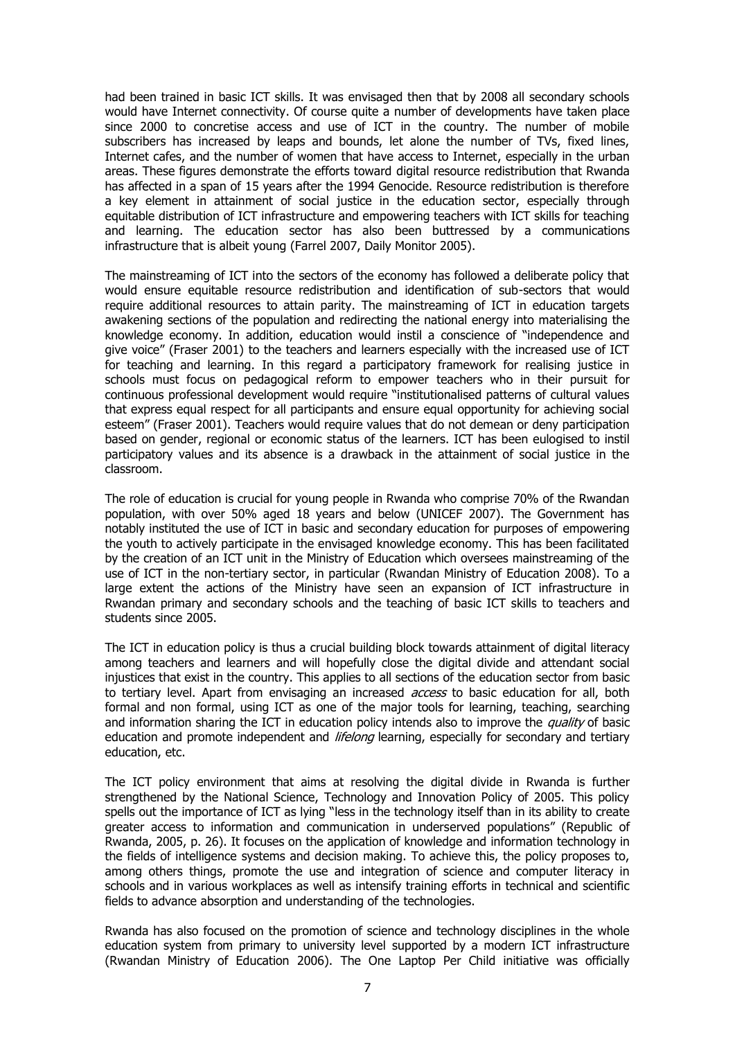had been trained in basic ICT skills. It was envisaged then that by 2008 all secondary schools would have Internet connectivity. Of course quite a number of developments have taken place since 2000 to concretise access and use of ICT in the country. The number of mobile subscribers has increased by leaps and bounds, let alone the number of TVs, fixed lines, Internet cafes, and the number of women that have access to Internet, especially in the urban areas. These figures demonstrate the efforts toward digital resource redistribution that Rwanda has affected in a span of 15 years after the 1994 Genocide. Resource redistribution is therefore a key element in attainment of social justice in the education sector, especially through equitable distribution of ICT infrastructure and empowering teachers with ICT skills for teaching and learning. The education sector has also been buttressed by a communications infrastructure that is albeit young (Farrel 2007, Daily Monitor 2005).

The mainstreaming of ICT into the sectors of the economy has followed a deliberate policy that would ensure equitable resource redistribution and identification of sub-sectors that would require additional resources to attain parity. The mainstreaming of ICT in education targets awakening sections of the population and redirecting the national energy into materialising the knowledge economy. In addition, education would instil a conscience of "independence and give voice" (Fraser 2001) to the teachers and learners especially with the increased use of ICT for teaching and learning. In this regard a participatory framework for realising justice in schools must focus on pedagogical reform to empower teachers who in their pursuit for continuous professional development would require "institutionalised patterns of cultural values that express equal respect for all participants and ensure equal opportunity for achieving social esteem" (Fraser 2001). Teachers would require values that do not demean or deny participation based on gender, regional or economic status of the learners. ICT has been eulogised to instil participatory values and its absence is a drawback in the attainment of social justice in the classroom.

The role of education is crucial for young people in Rwanda who comprise 70% of the Rwandan population, with over 50% aged 18 years and below (UNICEF 2007). The Government has notably instituted the use of ICT in basic and secondary education for purposes of empowering the youth to actively participate in the envisaged knowledge economy. This has been facilitated by the creation of an ICT unit in the Ministry of Education which oversees mainstreaming of the use of ICT in the non-tertiary sector, in particular (Rwandan Ministry of Education 2008). To a large extent the actions of the Ministry have seen an expansion of ICT infrastructure in Rwandan primary and secondary schools and the teaching of basic ICT skills to teachers and students since 2005.

The ICT in education policy is thus a crucial building block towards attainment of digital literacy among teachers and learners and will hopefully close the digital divide and attendant social injustices that exist in the country. This applies to all sections of the education sector from basic to tertiary level. Apart from envisaging an increased *access* to basic education for all, both formal and non formal, using ICT as one of the major tools for learning, teaching, searching and information sharing the ICT in education policy intends also to improve the *quality* of basic education and promote independent and *lifelong* learning, especially for secondary and tertiary education, etc.

The ICT policy environment that aims at resolving the digital divide in Rwanda is further strengthened by the National Science, Technology and Innovation Policy of 2005. This policy spells out the importance of ICT as lying "less in the technology itself than in its ability to create greater access to information and communication in underserved populations" (Republic of Rwanda, 2005, p. 26). It focuses on the application of knowledge and information technology in the fields of intelligence systems and decision making. To achieve this, the policy proposes to, among others things, promote the use and integration of science and computer literacy in schools and in various workplaces as well as intensify training efforts in technical and scientific fields to advance absorption and understanding of the technologies.

Rwanda has also focused on the promotion of science and technology disciplines in the whole education system from primary to university level supported by a modern ICT infrastructure (Rwandan Ministry of Education 2006). The One Laptop Per Child initiative was officially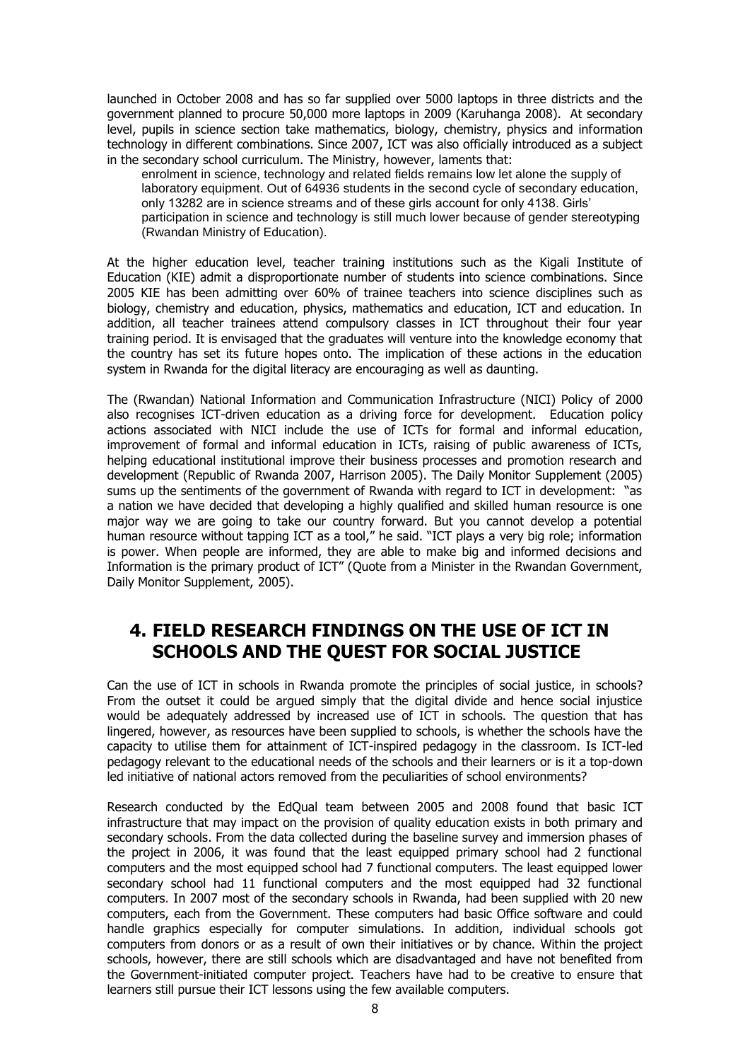launched in October 2008 and has so far supplied over 5000 laptops in three districts and the government planned to procure 50,000 more laptops in 2009 (Karuhanga 2008). At secondary level, pupils in science section take mathematics, biology, chemistry, physics and information technology in different combinations. Since 2007, ICT was also officially introduced as a subject in the secondary school curriculum. The Ministry, however, laments that:

> enrolment in science, technology and related fields remains low let alone the supply of laboratory equipment. Out of 64936 students in the second cycle of secondary education, only 13282 are in science streams and of these girls account for only 4138. Girls' participation in science and technology is still much lower because of gender stereotyping (Rwandan Ministry of Education).

At the higher education level, teacher training institutions such as the Kigali Institute of Education (KIE) admit a disproportionate number of students into science combinations. Since 2005 KIE has been admitting over 60% of trainee teachers into science disciplines such as biology, chemistry and education, physics, mathematics and education, ICT and education. In addition, all teacher trainees attend compulsory classes in ICT throughout their four year training period. It is envisaged that the graduates will venture into the knowledge economy that the country has set its future hopes onto. The implication of these actions in the education system in Rwanda for the digital literacy are encouraging as well as daunting.

The (Rwandan) National Information and Communication Infrastructure (NICI) Policy of 2000 also recognises ICT-driven education as a driving force for development. Education policy actions associated with NICI include the use of ICTs for formal and informal education, improvement of formal and informal education in ICTs, raising of public awareness of ICTs, helping educational institutional improve their business processes and promotion research and development (Republic of Rwanda 2007, Harrison 2005). The Daily Monitor Supplement (2005) sums up the sentiments of the government of Rwanda with regard to ICT in development: "as a nation we have decided that developing a highly qualified and skilled human resource is one major way we are going to take our country forward. But you cannot develop a potential human resource without tapping ICT as a tool," he said. "ICT plays a very big role; information is power. When people are informed, they are able to make big and informed decisions and Information is the primary product of ICT" (Quote from a Minister in the Rwandan Government, Daily Monitor Supplement, 2005).

## 4. FIELD RESEARCH FINDINGS ON THE USE OF ICT IN SCHOOLS AND THE QUEST FOR SOCIAL JUSTICE

Can the use of ICT in schools in Rwanda promote the principles of social justice, in schools? From the outset it could be argued simply that the digital divide and hence social injustice would be adequately addressed by increased use of ICT in schools. The question that has lingered, however, as resources have been supplied to schools, is whether the schools have the capacity to utilise them for attainment of ICT-inspired pedagogy in the classroom. Is ICT-led pedagogy relevant to the educational needs of the schools and their learners or is it a top-down led initiative of national actors removed from the peculiarities of school environments?

Research conducted by the EdQual team between 2005 and 2008 found that basic ICT infrastructure that may impact on the provision of quality education exists in both primary and secondary schools. From the data collected during the baseline survey and immersion phases of the project in 2006, it was found that the least equipped primary school had 2 functional computers and the most equipped school had 7 functional computers. The least equipped lower secondary school had 11 functional computers and the most equipped had 32 functional computers. In 2007 most of the secondary schools in Rwanda, had been supplied with 20 new computers, each from the Government. These computers had basic Office software and could handle graphics especially for computer simulations. In addition, individual schools got computers from donors or as a result of own their initiatives or by chance. Within the project schools, however, there are still schools which are disadvantaged and have not benefited from the Government-initiated computer project. Teachers have had to be creative to ensure that learners still pursue their ICT lessons using the few available computers.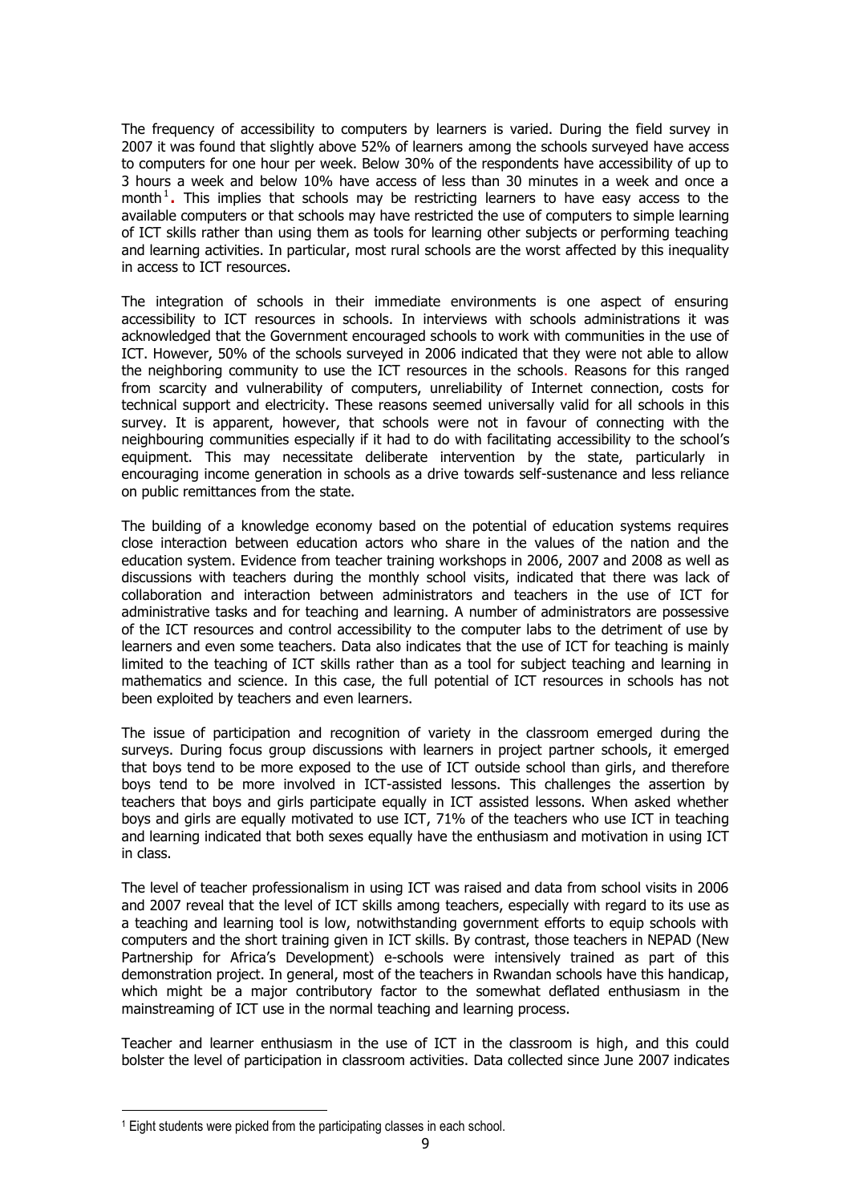The frequency of accessibility to computers by learners is varied. During the field survey in 2007 it was found that slightly above 52% of learners among the schools surveyed have access to computers for one hour per week. Below 30% of the respondents have accessibility of up to 3 hours a week and below 10% have access of less than 30 minutes in a week and once a month[1]**.** This implies that schools may be restricting learners to have easy access to the available computers or that schools may have restricted the use of computers to simple learning of ICT skills rather than using them as tools for learning other subjects or performing teaching and learning activities. In particular, most rural schools are the worst affected by this inequality in access to ICT resources.

The integration of schools in their immediate environments is one aspect of ensuring accessibility to ICT resources in schools. In interviews with schools administrations it was acknowledged that the Government encouraged schools to work with communities in the use of ICT. However, 50% of the schools surveyed in 2006 indicated that they were not able to allow the neighboring community to use the ICT resources in the schools. Reasons for this ranged from scarcity and vulnerability of computers, unreliability of Internet connection, costs for technical support and electricity. These reasons seemed universally valid for all schools in this survey. It is apparent, however, that schools were not in favour of connecting with the neighbouring communities especially if it had to do with facilitating accessibility to the school's equipment. This may necessitate deliberate intervention by the state, particularly in encouraging income generation in schools as a drive towards self-sustenance and less reliance on public remittances from the state.

The building of a knowledge economy based on the potential of education systems requires close interaction between education actors who share in the values of the nation and the education system. Evidence from teacher training workshops in 2006, 2007 and 2008 as well as discussions with teachers during the monthly school visits, indicated that there was lack of collaboration and interaction between administrators and teachers in the use of ICT for administrative tasks and for teaching and learning. A number of administrators are possessive of the ICT resources and control accessibility to the computer labs to the detriment of use by learners and even some teachers. Data also indicates that the use of ICT for teaching is mainly limited to the teaching of ICT skills rather than as a tool for subject teaching and learning in mathematics and science. In this case, the full potential of ICT resources in schools has not been exploited by teachers and even learners.

The issue of participation and recognition of variety in the classroom emerged during the surveys. During focus group discussions with learners in project partner schools, it emerged that boys tend to be more exposed to the use of ICT outside school than girls, and therefore boys tend to be more involved in ICT-assisted lessons. This challenges the assertion by teachers that boys and girls participate equally in ICT assisted lessons. When asked whether boys and girls are equally motivated to use ICT, 71% of the teachers who use ICT in teaching and learning indicated that both sexes equally have the enthusiasm and motivation in using ICT in class.

The level of teacher professionalism in using ICT was raised and data from school visits in 2006 and 2007 reveal that the level of ICT skills among teachers, especially with regard to its use as a teaching and learning tool is low, notwithstanding government efforts to equip schools with computers and the short training given in ICT skills. By contrast, those teachers in NEPAD (New Partnership for Africa's Development) e-schools were intensively trained as part of this demonstration project. In general, most of the teachers in Rwandan schools have this handicap, which might be a major contributory factor to the somewhat deflated enthusiasm in the mainstreaming of ICT use in the normal teaching and learning process.

Teacher and learner enthusiasm in the use of ICT in the classroom is high, and this could bolster the level of participation in classroom activities. Data collected since June 2007 indicates

[1] Eight students were picked from the participating classes in each school.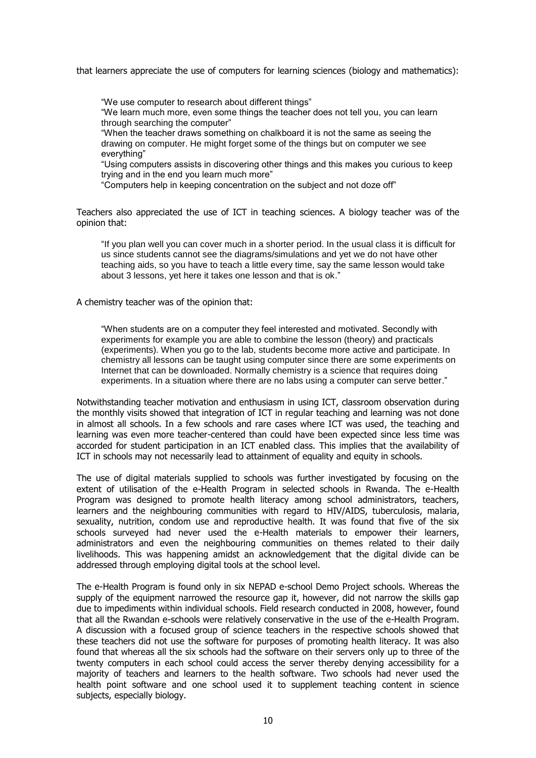that learners appreciate the use of computers for learning sciences (biology and mathematics):

> "We use computer to research about different things"
> "We learn much more, even some things the teacher does not tell you, you can learn through searching the computer"
> "When the teacher draws something on chalkboard it is not the same as seeing the drawing on computer. He might forget some of the things but on computer we see everything"
> "Using computers assists in discovering other things and this makes you curious to keep trying and in the end you learn much more"
> "Computers help in keeping concentration on the subject and not doze off"

Teachers also appreciated the use of ICT in teaching sciences. A biology teacher was of the opinion that:

> "If you plan well you can cover much in a shorter period. In the usual class it is difficult for us since students cannot see the diagrams/simulations and yet we do not have other teaching aids, so you have to teach a little every time, say the same lesson would take about 3 lessons, yet here it takes one lesson and that is ok."

A chemistry teacher was of the opinion that:

> "When students are on a computer they feel interested and motivated. Secondly with experiments for example you are able to combine the lesson (theory) and practicals (experiments). When you go to the lab, students become more active and participate. In chemistry all lessons can be taught using computer since there are some experiments on Internet that can be downloaded. Normally chemistry is a science that requires doing experiments. In a situation where there are no labs using a computer can serve better."

Notwithstanding teacher motivation and enthusiasm in using ICT, classroom observation during the monthly visits showed that integration of ICT in regular teaching and learning was not done in almost all schools. In a few schools and rare cases where ICT was used, the teaching and learning was even more teacher-centered than could have been expected since less time was accorded for student participation in an ICT enabled class. This implies that the availability of ICT in schools may not necessarily lead to attainment of equality and equity in schools.

The use of digital materials supplied to schools was further investigated by focusing on the extent of utilisation of the e-Health Program in selected schools in Rwanda. The e-Health Program was designed to promote health literacy among school administrators, teachers, learners and the neighbouring communities with regard to HIV/AIDS, tuberculosis, malaria, sexuality, nutrition, condom use and reproductive health. It was found that five of the six schools surveyed had never used the e-Health materials to empower their learners, administrators and even the neighbouring communities on themes related to their daily livelihoods. This was happening amidst an acknowledgement that the digital divide can be addressed through employing digital tools at the school level.

The e-Health Program is found only in six NEPAD e-school Demo Project schools. Whereas the supply of the equipment narrowed the resource gap it, however, did not narrow the skills gap due to impediments within individual schools. Field research conducted in 2008, however, found that all the Rwandan e-schools were relatively conservative in the use of the e-Health Program. A discussion with a focused group of science teachers in the respective schools showed that these teachers did not use the software for purposes of promoting health literacy. It was also found that whereas all the six schools had the software on their servers only up to three of the twenty computers in each school could access the server thereby denying accessibility for a majority of teachers and learners to the health software. Two schools had never used the health point software and one school used it to supplement teaching content in science subjects, especially biology.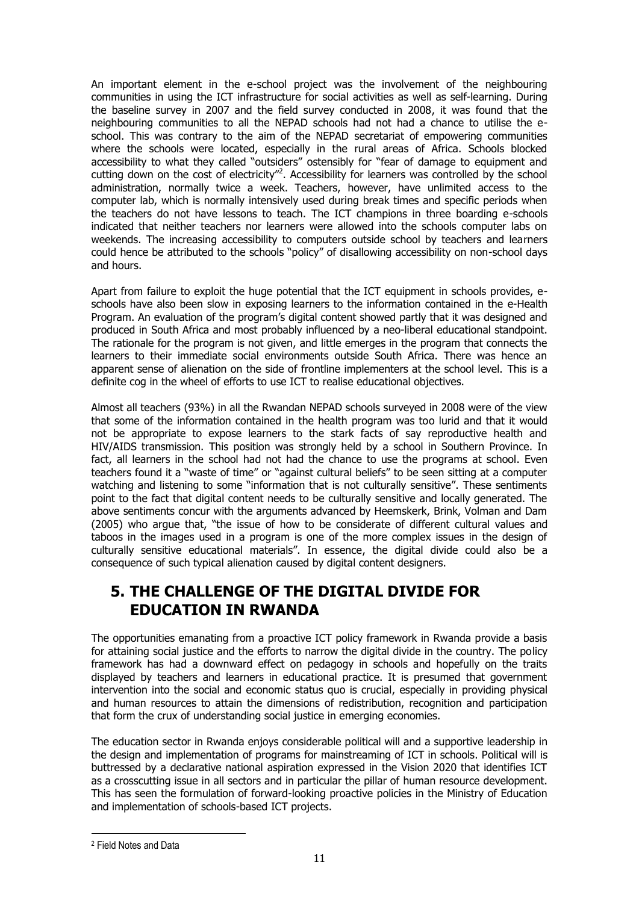An important element in the e-school project was the involvement of the neighbouring communities in using the ICT infrastructure for social activities as well as self-learning. During the baseline survey in 2007 and the field survey conducted in 2008, it was found that the neighbouring communities to all the NEPAD schools had not had a chance to utilise the e-school. This was contrary to the aim of the NEPAD secretariat of empowering communities where the schools were located, especially in the rural areas of Africa. Schools blocked accessibility to what they called "outsiders" ostensibly for "fear of damage to equipment and cutting down on the cost of electricity"[2]. Accessibility for learners was controlled by the school administration, normally twice a week. Teachers, however, have unlimited access to the computer lab, which is normally intensively used during break times and specific periods when the teachers do not have lessons to teach. The ICT champions in three boarding e-schools indicated that neither teachers nor learners were allowed into the schools computer labs on weekends. The increasing accessibility to computers outside school by teachers and learners could hence be attributed to the schools "policy" of disallowing accessibility on non-school days and hours.

Apart from failure to exploit the huge potential that the ICT equipment in schools provides, e-schools have also been slow in exposing learners to the information contained in the e-Health Program. An evaluation of the program's digital content showed partly that it was designed and produced in South Africa and most probably influenced by a neo-liberal educational standpoint. The rationale for the program is not given, and little emerges in the program that connects the learners to their immediate social environments outside South Africa. There was hence an apparent sense of alienation on the side of frontline implementers at the school level. This is a definite cog in the wheel of efforts to use ICT to realise educational objectives.

Almost all teachers (93%) in all the Rwandan NEPAD schools surveyed in 2008 were of the view that some of the information contained in the health program was too lurid and that it would not be appropriate to expose learners to the stark facts of say reproductive health and HIV/AIDS transmission. This position was strongly held by a school in Southern Province. In fact, all learners in the school had not had the chance to use the programs at school. Even teachers found it a "waste of time" or "against cultural beliefs" to be seen sitting at a computer watching and listening to some "information that is not culturally sensitive". These sentiments point to the fact that digital content needs to be culturally sensitive and locally generated. The above sentiments concur with the arguments advanced by Heemskerk, Brink, Volman and Dam (2005) who argue that, "the issue of how to be considerate of different cultural values and taboos in the images used in a program is one of the more complex issues in the design of culturally sensitive educational materials". In essence, the digital divide could also be a consequence of such typical alienation caused by digital content designers.

## 5. THE CHALLENGE OF THE DIGITAL DIVIDE FOR EDUCATION IN RWANDA

The opportunities emanating from a proactive ICT policy framework in Rwanda provide a basis for attaining social justice and the efforts to narrow the digital divide in the country. The policy framework has had a downward effect on pedagogy in schools and hopefully on the traits displayed by teachers and learners in educational practice. It is presumed that government intervention into the social and economic status quo is crucial, especially in providing physical and human resources to attain the dimensions of redistribution, recognition and participation that form the crux of understanding social justice in emerging economies.

The education sector in Rwanda enjoys considerable political will and a supportive leadership in the design and implementation of programs for mainstreaming of ICT in schools. Political will is buttressed by a declarative national aspiration expressed in the Vision 2020 that identifies ICT as a crosscutting issue in all sectors and in particular the pillar of human resource development. This has seen the formulation of forward-looking proactive policies in the Ministry of Education and implementation of schools-based ICT projects.

[2] Field Notes and Data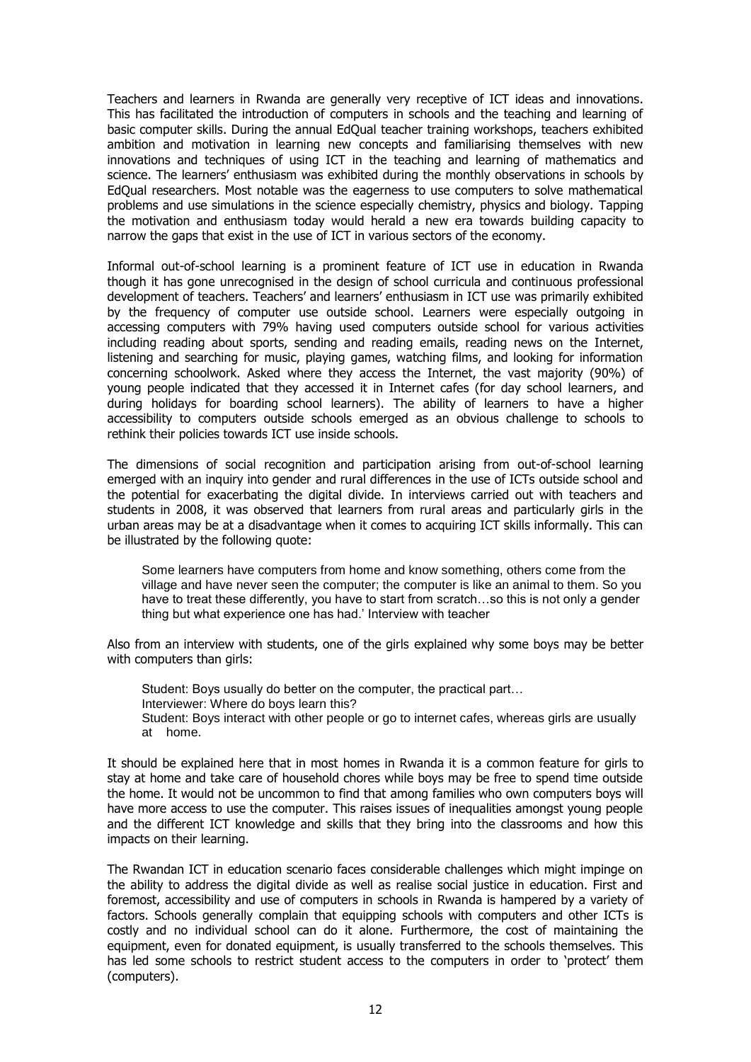Teachers and learners in Rwanda are generally very receptive of ICT ideas and innovations. This has facilitated the introduction of computers in schools and the teaching and learning of basic computer skills. During the annual EdQual teacher training workshops, teachers exhibited ambition and motivation in learning new concepts and familiarising themselves with new innovations and techniques of using ICT in the teaching and learning of mathematics and science. The learners' enthusiasm was exhibited during the monthly observations in schools by EdQual researchers. Most notable was the eagerness to use computers to solve mathematical problems and use simulations in the science especially chemistry, physics and biology. Tapping the motivation and enthusiasm today would herald a new era towards building capacity to narrow the gaps that exist in the use of ICT in various sectors of the economy.

Informal out-of-school learning is a prominent feature of ICT use in education in Rwanda though it has gone unrecognised in the design of school curricula and continuous professional development of teachers. Teachers' and learners' enthusiasm in ICT use was primarily exhibited by the frequency of computer use outside school. Learners were especially outgoing in accessing computers with 79% having used computers outside school for various activities including reading about sports, sending and reading emails, reading news on the Internet, listening and searching for music, playing games, watching films, and looking for information concerning schoolwork. Asked where they access the Internet, the vast majority (90%) of young people indicated that they accessed it in Internet cafes (for day school learners, and during holidays for boarding school learners). The ability of learners to have a higher accessibility to computers outside schools emerged as an obvious challenge to schools to rethink their policies towards ICT use inside schools.

The dimensions of social recognition and participation arising from out-of-school learning emerged with an inquiry into gender and rural differences in the use of ICTs outside school and the potential for exacerbating the digital divide. In interviews carried out with teachers and students in 2008, it was observed that learners from rural areas and particularly girls in the urban areas may be at a disadvantage when it comes to acquiring ICT skills informally. This can be illustrated by the following quote:

> Some learners have computers from home and know something, others come from the village and have never seen the computer; the computer is like an animal to them. So you have to treat these differently, you have to start from scratch…so this is not only a gender thing but what experience one has had.' Interview with teacher

Also from an interview with students, one of the girls explained why some boys may be better with computers than girls:

> Student: Boys usually do better on the computer, the practical part…
> Interviewer: Where do boys learn this?
> Student: Boys interact with other people or go to internet cafes, whereas girls are usually at home.

It should be explained here that in most homes in Rwanda it is a common feature for girls to stay at home and take care of household chores while boys may be free to spend time outside the home. It would not be uncommon to find that among families who own computers boys will have more access to use the computer. This raises issues of inequalities amongst young people and the different ICT knowledge and skills that they bring into the classrooms and how this impacts on their learning.

The Rwandan ICT in education scenario faces considerable challenges which might impinge on the ability to address the digital divide as well as realise social justice in education. First and foremost, accessibility and use of computers in schools in Rwanda is hampered by a variety of factors. Schools generally complain that equipping schools with computers and other ICTs is costly and no individual school can do it alone. Furthermore, the cost of maintaining the equipment, even for donated equipment, is usually transferred to the schools themselves. This has led some schools to restrict student access to the computers in order to 'protect' them (computers).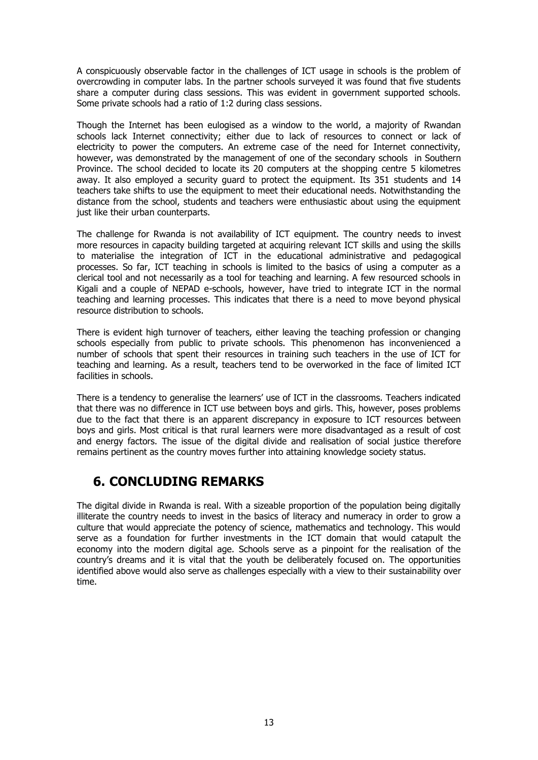A conspicuously observable factor in the challenges of ICT usage in schools is the problem of overcrowding in computer labs. In the partner schools surveyed it was found that five students share a computer during class sessions. This was evident in government supported schools. Some private schools had a ratio of 1:2 during class sessions.

Though the Internet has been eulogised as a window to the world, a majority of Rwandan schools lack Internet connectivity; either due to lack of resources to connect or lack of electricity to power the computers. An extreme case of the need for Internet connectivity, however, was demonstrated by the management of one of the secondary schools in Southern Province. The school decided to locate its 20 computers at the shopping centre 5 kilometres away. It also employed a security guard to protect the equipment. Its 351 students and 14 teachers take shifts to use the equipment to meet their educational needs. Notwithstanding the distance from the school, students and teachers were enthusiastic about using the equipment just like their urban counterparts.

The challenge for Rwanda is not availability of ICT equipment. The country needs to invest more resources in capacity building targeted at acquiring relevant ICT skills and using the skills to materialise the integration of ICT in the educational administrative and pedagogical processes. So far, ICT teaching in schools is limited to the basics of using a computer as a clerical tool and not necessarily as a tool for teaching and learning. A few resourced schools in Kigali and a couple of NEPAD e-schools, however, have tried to integrate ICT in the normal teaching and learning processes. This indicates that there is a need to move beyond physical resource distribution to schools.

There is evident high turnover of teachers, either leaving the teaching profession or changing schools especially from public to private schools. This phenomenon has inconvenienced a number of schools that spent their resources in training such teachers in the use of ICT for teaching and learning. As a result, teachers tend to be overworked in the face of limited ICT facilities in schools.

There is a tendency to generalise the learners' use of ICT in the classrooms. Teachers indicated that there was no difference in ICT use between boys and girls. This, however, poses problems due to the fact that there is an apparent discrepancy in exposure to ICT resources between boys and girls. Most critical is that rural learners were more disadvantaged as a result of cost and energy factors. The issue of the digital divide and realisation of social justice therefore remains pertinent as the country moves further into attaining knowledge society status.

## 6. CONCLUDING REMARKS

The digital divide in Rwanda is real. With a sizeable proportion of the population being digitally illiterate the country needs to invest in the basics of literacy and numeracy in order to grow a culture that would appreciate the potency of science, mathematics and technology. This would serve as a foundation for further investments in the ICT domain that would catapult the economy into the modern digital age. Schools serve as a pinpoint for the realisation of the country's dreams and it is vital that the youth be deliberately focused on. The opportunities identified above would also serve as challenges especially with a view to their sustainability over time.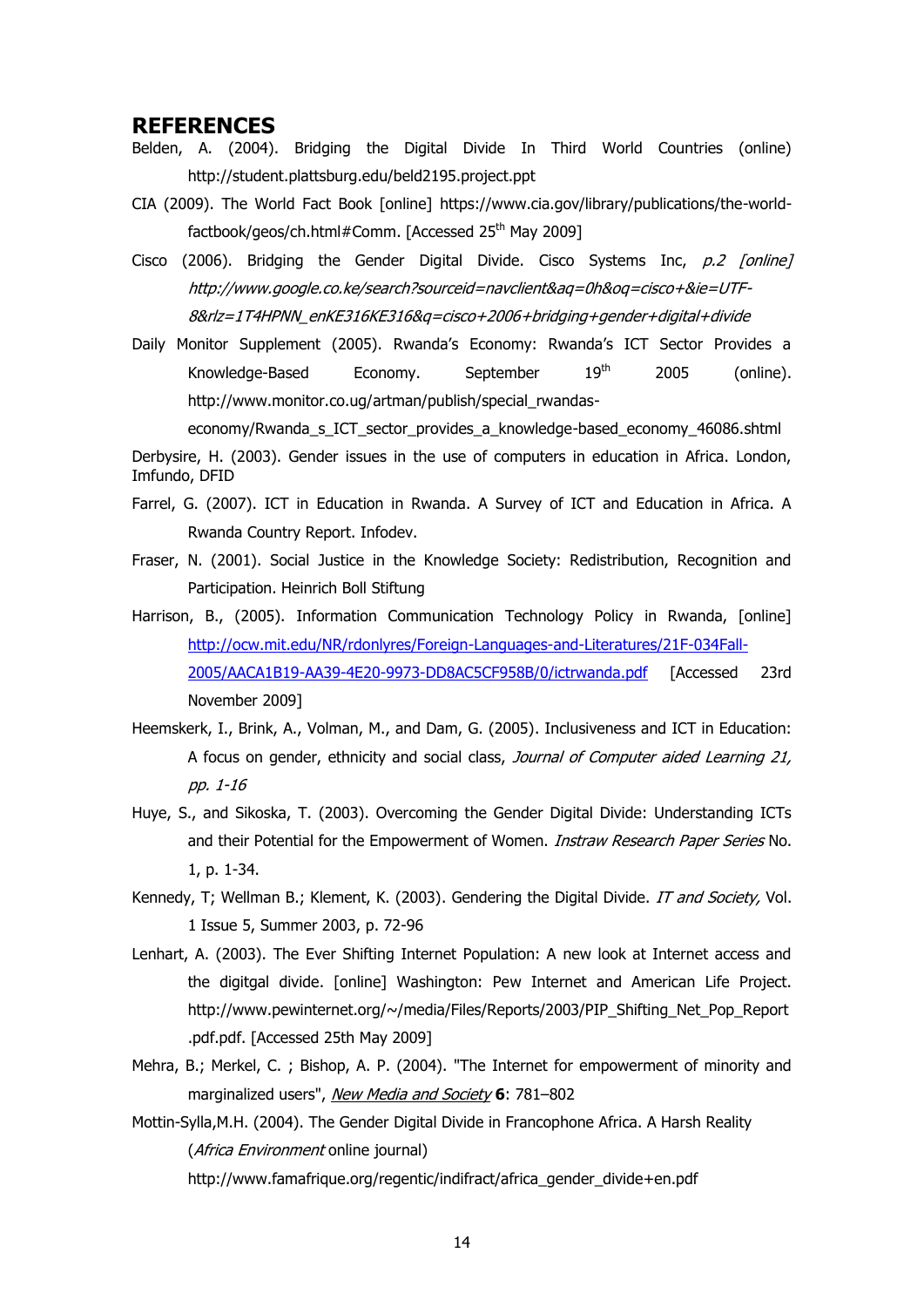# REFERENCES

Belden, A. (2004). Bridging the Digital Divide In Third World Countries (online) http://student.plattsburg.edu/beld2195.project.ppt

CIA (2009). The World Fact Book [online] https://www.cia.gov/library/publications/the-world-factbook/geos/ch.html#Comm. [Accessed 25th May 2009]

Cisco (2006). Bridging the Gender Digital Divide. Cisco Systems Inc, *p.2 [online] http://www.google.co.ke/search?sourceid=navclient&aq=0h&oq=cisco+&ie=UTF-8&rlz=1T4HPNN_enKE316KE316&q=cisco+2006+bridging+gender+digital+divide*

Daily Monitor Supplement (2005). Rwanda's Economy: Rwanda's ICT Sector Provides a Knowledge-Based Economy. September 19th 2005 (online). http://www.monitor.co.ug/artman/publish/special_rwandas-economy/Rwanda_s_ICT_sector_provides_a_knowledge-based_economy_46086.shtml

Derbysire, H. (2003). Gender issues in the use of computers in education in Africa. London, Imfundo, DFID

Farrel, G. (2007). ICT in Education in Rwanda. A Survey of ICT and Education in Africa. A Rwanda Country Report. Infodev.

Fraser, N. (2001). Social Justice in the Knowledge Society: Redistribution, Recognition and Participation. Heinrich Boll Stiftung

Harrison, B., (2005). Information Communication Technology Policy in Rwanda, [online] http://ocw.mit.edu/NR/rdonlyres/Foreign-Languages-and-Literatures/21F-034Fall-2005/AACA1B19-AA39-4E20-9973-DD8AC5CF958B/0/ictrwanda.pdf [Accessed 23rd November 2009]

Heemskerk, I., Brink, A., Volman, M., and Dam, G. (2005). Inclusiveness and ICT in Education: A focus on gender, ethnicity and social class, *Journal of Computer aided Learning 21, pp. 1-16*

Huye, S., and Sikoska, T. (2003). Overcoming the Gender Digital Divide: Understanding ICTs and their Potential for the Empowerment of Women. *Instraw Research Paper Series* No. 1, p. 1-34.

Kennedy, T; Wellman B.; Klement, K. (2003). Gendering the Digital Divide. *IT and Society,* Vol. 1 Issue 5, Summer 2003, p. 72-96

Lenhart, A. (2003). The Ever Shifting Internet Population: A new look at Internet access and the digitgal divide. [online] Washington: Pew Internet and American Life Project. http://www.pewinternet.org/~/media/Files/Reports/2003/PIP_Shifting_Net_Pop_Report.pdf.pdf. [Accessed 25th May 2009]

Mehra, B.; Merkel, C. ; Bishop, A. P. (2004). "The Internet for empowerment of minority and marginalized users", *New Media and Society* **6**: 781–802

Mottin-Sylla,M.H. (2004). The Gender Digital Divide in Francophone Africa. A Harsh Reality (*Africa Environment* online journal) http://www.famafrique.org/regentic/indifract/africa_gender_divide+en.pdf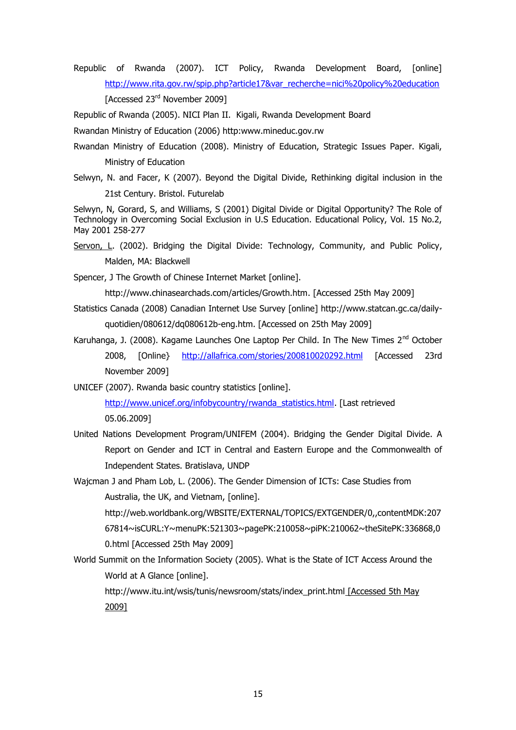Republic of Rwanda (2007). ICT Policy, Rwanda Development Board, [online] http://www.rita.gov.rw/spip.php?article17&var_recherche=nici%20policy%20education [Accessed 23rd November 2009]

Republic of Rwanda (2005). NICI Plan II. Kigali, Rwanda Development Board

Rwandan Ministry of Education (2006) http:www.mineduc.gov.rw

Rwandan Ministry of Education (2008). Ministry of Education, Strategic Issues Paper. Kigali, Ministry of Education

Selwyn, N. and Facer, K (2007). Beyond the Digital Divide, Rethinking digital inclusion in the 21st Century. Bristol. Futurelab

Selwyn, N, Gorard, S, and Williams, S (2001) Digital Divide or Digital Opportunity? The Role of Technology in Overcoming Social Exclusion in U.S Education. Educational Policy, Vol. 15 No.2, May 2001 258-277

Servon, L. (2002). Bridging the Digital Divide: Technology, Community, and Public Policy, Malden, MA: Blackwell

Spencer, J The Growth of Chinese Internet Market [online]. http://www.chinasearchads.com/articles/Growth.htm. [Accessed 25th May 2009]

Statistics Canada (2008) Canadian Internet Use Survey [online] http://www.statcan.gc.ca/daily-quotidien/080612/dq080612b-eng.htm. [Accessed on 25th May 2009]

Karuhanga, J. (2008). Kagame Launches One Laptop Per Child. In The New Times 2nd October 2008, [Online} http://allafrica.com/stories/200810020292.html [Accessed 23rd November 2009]

UNICEF (2007). Rwanda basic country statistics [online]. http://www.unicef.org/infobycountry/rwanda_statistics.html. [Last retrieved 05.06.2009]

United Nations Development Program/UNIFEM (2004). Bridging the Gender Digital Divide. A Report on Gender and ICT in Central and Eastern Europe and the Commonwealth of Independent States. Bratislava, UNDP

Wajcman J and Pham Lob, L. (2006). The Gender Dimension of ICTs: Case Studies from Australia, the UK, and Vietnam, [online]. http://web.worldbank.org/WBSITE/EXTERNAL/TOPICS/EXTGENDER/0,,contentMDK:20767814~isCURL:Y~menuPK:521303~pagePK:210058~piPK:210062~theSitePK:336868,00.html [Accessed 25th May 2009]

World Summit on the Information Society (2005). What is the State of ICT Access Around the World at A Glance [online]. http://www.itu.int/wsis/tunis/newsroom/stats/index_print.html [Accessed 5th May 2009]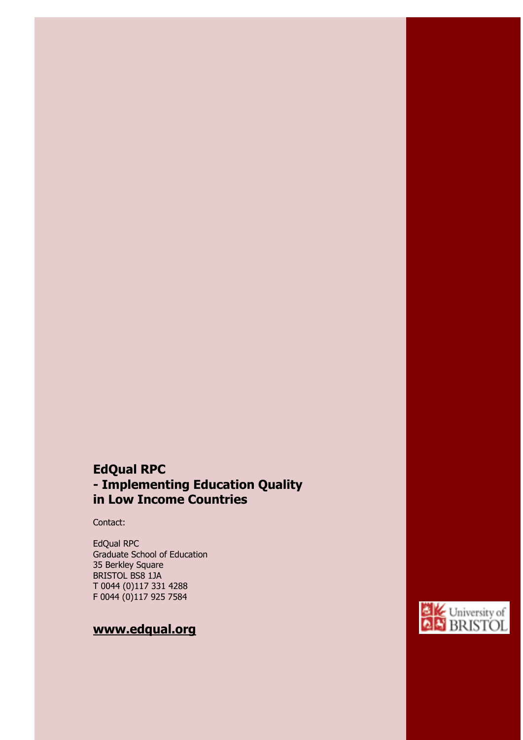**EdQual RPC**
**- Implementing Education Quality in Low Income Countries**

Contact:

EdQual RPC
Graduate School of Education
35 Berkley Square
BRISTOL BS8 1JA
T 0044 (0)117 331 4288
F 0044 (0)117 925 7584

**www.edqual.org**

University of BRISTOL